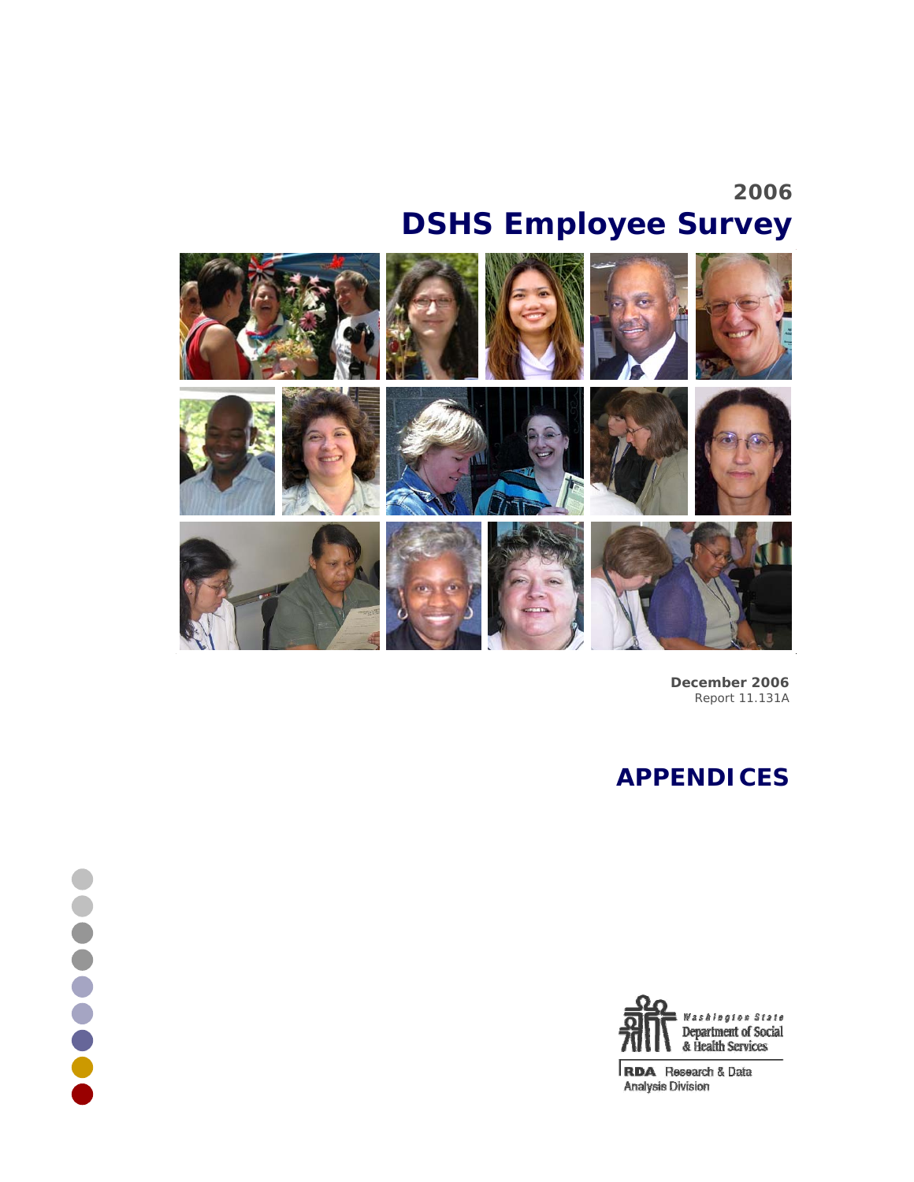2006

# DSHS Employee Survey

**December 2006**
Report 11.131A

## APPENDICES

Washington State Department of Social & Health Services

RDA Research & Data Analysis Division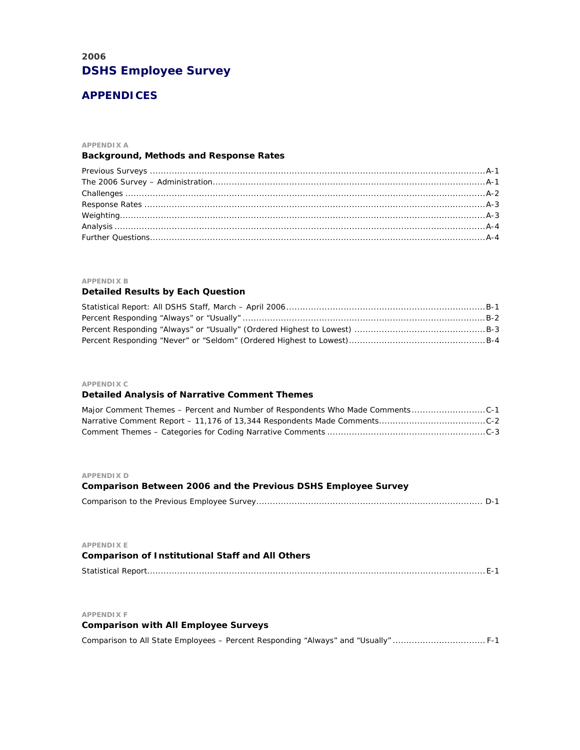**2006**

# DSHS Employee Survey

## APPENDICES

APPENDIX A

### Background, Methods and Response Rates

Previous Surveys ........................................ A-1
The 2006 Survey – Administration ........................................ A-1
Challenges ........................................ A-2
Response Rates ........................................ A-3
Weighting ........................................ A-3
Analysis ........................................ A-4
Further Questions ........................................ A-4

APPENDIX B

### Detailed Results by Each Question

Statistical Report: All DSHS Staff, March – April 2006 ........................................ B-1
Percent Responding "Always" or "Usually" ........................................ B-2
Percent Responding "Always" or "Usually" (Ordered Highest to Lowest) ........................................ B-3
Percent Responding "Never" or "Seldom" (Ordered Highest to Lowest) ........................................ B-4

APPENDIX C

### Detailed Analysis of Narrative Comment Themes

Major Comment Themes – Percent and Number of Respondents Who Made Comments ........................................ C-1
Narrative Comment Report – 11,176 of 13,344 Respondents Made Comments ........................................ C-2
Comment Themes – Categories for Coding Narrative Comments ........................................ C-3

APPENDIX D

### Comparison Between 2006 and the Previous DSHS Employee Survey

Comparison to the Previous Employee Survey ........................................ D-1

APPENDIX E

### Comparison of Institutional Staff and All Others

Statistical Report ........................................ E-1

APPENDIX F

### Comparison with All Employee Surveys

Comparison to All State Employees – Percent Responding "Always" and "Usually" ........................................ F-1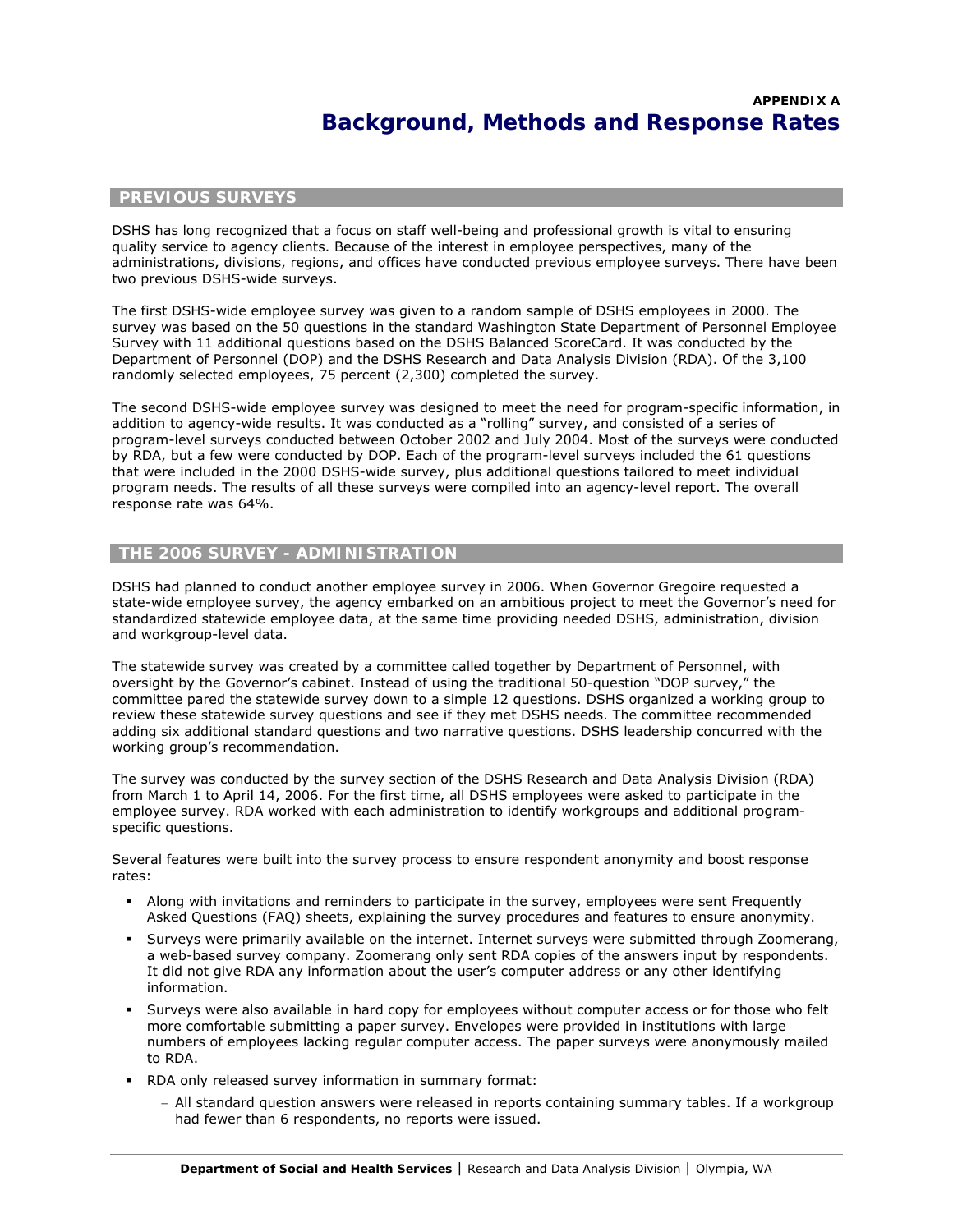APPENDIX A

# Background, Methods and Response Rates

## PREVIOUS SURVEYS

DSHS has long recognized that a focus on staff well-being and professional growth is vital to ensuring quality service to agency clients. Because of the interest in employee perspectives, many of the administrations, divisions, regions, and offices have conducted previous employee surveys. There have been two previous DSHS-wide surveys.

The first DSHS-wide employee survey was given to a random sample of DSHS employees in 2000. The survey was based on the 50 questions in the standard Washington State Department of Personnel Employee Survey with 11 additional questions based on the DSHS Balanced ScoreCard. It was conducted by the Department of Personnel (DOP) and the DSHS Research and Data Analysis Division (RDA). Of the 3,100 randomly selected employees, 75 percent (2,300) completed the survey.

The second DSHS-wide employee survey was designed to meet the need for program-specific information, in addition to agency-wide results. It was conducted as a "rolling" survey, and consisted of a series of program-level surveys conducted between October 2002 and July 2004. Most of the surveys were conducted by RDA, but a few were conducted by DOP. Each of the program-level surveys included the 61 questions that were included in the 2000 DSHS-wide survey, plus additional questions tailored to meet individual program needs. The results of all these surveys were compiled into an agency-level report. The overall response rate was 64%.

## THE 2006 SURVEY - ADMINISTRATION

DSHS had planned to conduct another employee survey in 2006. When Governor Gregoire requested a state-wide employee survey, the agency embarked on an ambitious project to meet the Governor's need for standardized statewide employee data, at the same time providing needed DSHS, administration, division and workgroup-level data.

The statewide survey was created by a committee called together by Department of Personnel, with oversight by the Governor's cabinet. Instead of using the traditional 50-question "DOP survey," the committee pared the statewide survey down to a simple 12 questions. DSHS organized a working group to review these statewide survey questions and see if they met DSHS needs. The committee recommended adding six additional standard questions and two narrative questions. DSHS leadership concurred with the working group's recommendation.

The survey was conducted by the survey section of the DSHS Research and Data Analysis Division (RDA) from March 1 to April 14, 2006. For the first time, all DSHS employees were asked to participate in the employee survey. RDA worked with each administration to identify workgroups and additional program-specific questions.

Several features were built into the survey process to ensure respondent anonymity and boost response rates:

- Along with invitations and reminders to participate in the survey, employees were sent Frequently Asked Questions (FAQ) sheets, explaining the survey procedures and features to ensure anonymity.
- Surveys were primarily available on the internet. Internet surveys were submitted through Zoomerang, a web-based survey company. Zoomerang only sent RDA copies of the answers input by respondents. It did not give RDA any information about the user's computer address or any other identifying information.
- Surveys were also available in hard copy for employees without computer access or for those who felt more comfortable submitting a paper survey. Envelopes were provided in institutions with large numbers of employees lacking regular computer access. The paper surveys were anonymously mailed to RDA.
- RDA only released survey information in summary format:
  - All standard question answers were released in reports containing summary tables. If a workgroup had fewer than 6 respondents, no reports were issued.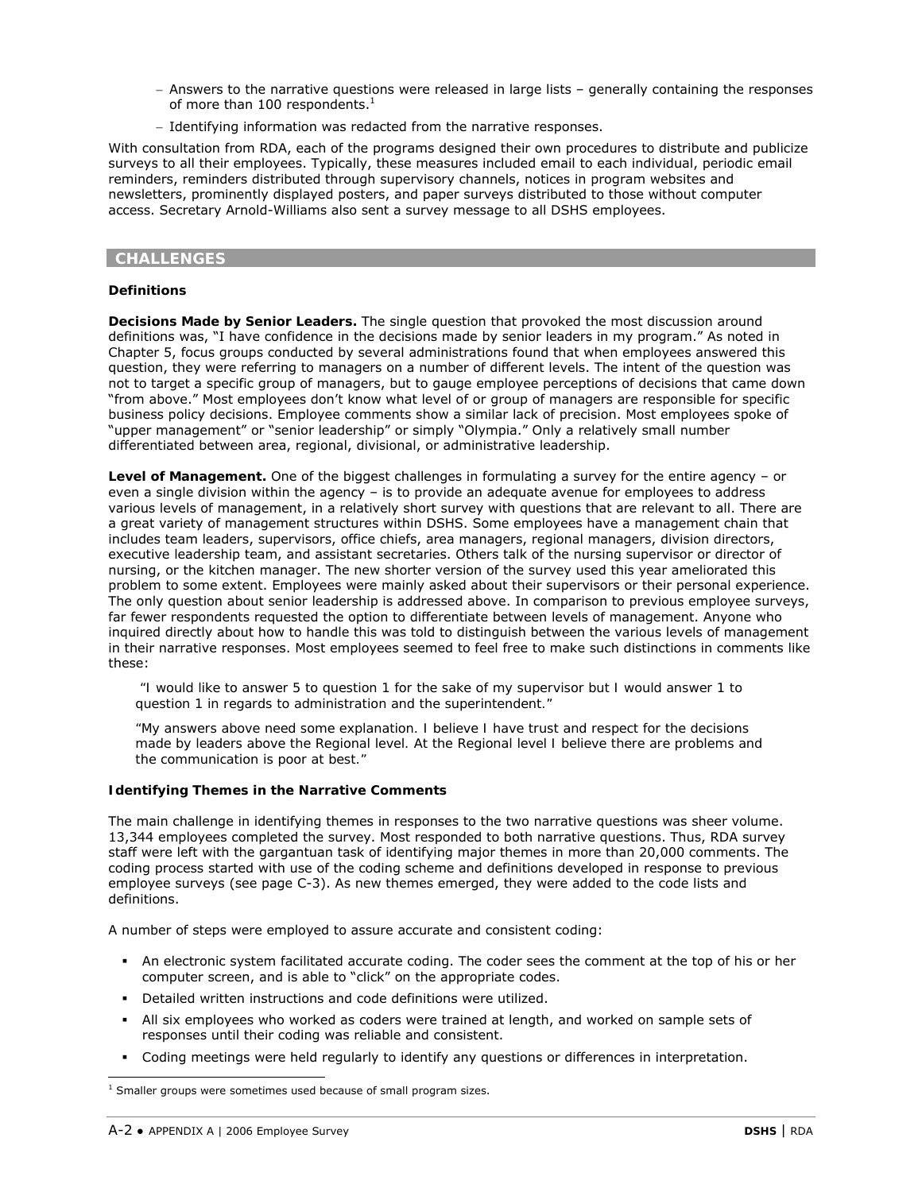- Answers to the narrative questions were released in large lists – generally containing the responses of more than 100 respondents.[1]
- Identifying information was redacted from the narrative responses.

With consultation from RDA, each of the programs designed their own procedures to distribute and publicize surveys to all their employees. Typically, these measures included email to each individual, periodic email reminders, reminders distributed through supervisory channels, notices in program websites and newsletters, prominently displayed posters, and paper surveys distributed to those without computer access. Secretary Arnold-Williams also sent a survey message to all DSHS employees.

## CHALLENGES

### Definitions

**Decisions Made by Senior Leaders.** The single question that provoked the most discussion around definitions was, "I have confidence in the decisions made by senior leaders in my program." As noted in Chapter 5, focus groups conducted by several administrations found that when employees answered this question, they were referring to managers on a number of different levels. The intent of the question was not to target a specific group of managers, but to gauge employee perceptions of decisions that came down "from above." Most employees don't know what level of or group of managers are responsible for specific business policy decisions. Employee comments show a similar lack of precision. Most employees spoke of "upper management" or "senior leadership" or simply "Olympia." Only a relatively small number differentiated between area, regional, divisional, or administrative leadership.

**Level of Management.** One of the biggest challenges in formulating a survey for the entire agency – or even a single division within the agency – is to provide an adequate avenue for employees to address various levels of management, in a relatively short survey with questions that are relevant to all. There are a great variety of management structures within DSHS. Some employees have a management chain that includes team leaders, supervisors, office chiefs, area managers, regional managers, division directors, executive leadership team, and assistant secretaries. Others talk of the nursing supervisor or director of nursing, or the kitchen manager. The new shorter version of the survey used this year ameliorated this problem to some extent. Employees were mainly asked about their supervisors or their personal experience. The only question about senior leadership is addressed above. In comparison to previous employee surveys, far fewer respondents requested the option to differentiate between levels of management. Anyone who inquired directly about how to handle this was told to distinguish between the various levels of management in their narrative responses. Most employees seemed to feel free to make such distinctions in comments like these:

> "I would like to answer 5 to question 1 for the sake of my supervisor but I would answer 1 to question 1 in regards to administration and the superintendent."

> "My answers above need some explanation. I believe I have trust and respect for the decisions made by leaders above the Regional level. At the Regional level I believe there are problems and the communication is poor at best."

### Identifying Themes in the Narrative Comments

The main challenge in identifying themes in responses to the two narrative questions was sheer volume. 13,344 employees completed the survey. Most responded to both narrative questions. Thus, RDA survey staff were left with the gargantuan task of identifying major themes in more than 20,000 comments. The coding process started with use of the coding scheme and definitions developed in response to previous employee surveys (see page C-3). As new themes emerged, they were added to the code lists and definitions.

A number of steps were employed to assure accurate and consistent coding:

- An electronic system facilitated accurate coding. The coder sees the comment at the top of his or her computer screen, and is able to "click" on the appropriate codes.
- Detailed written instructions and code definitions were utilized.
- All six employees who worked as coders were trained at length, and worked on sample sets of responses until their coding was reliable and consistent.
- Coding meetings were held regularly to identify any questions or differences in interpretation.

[1] Smaller groups were sometimes used because of small program sizes.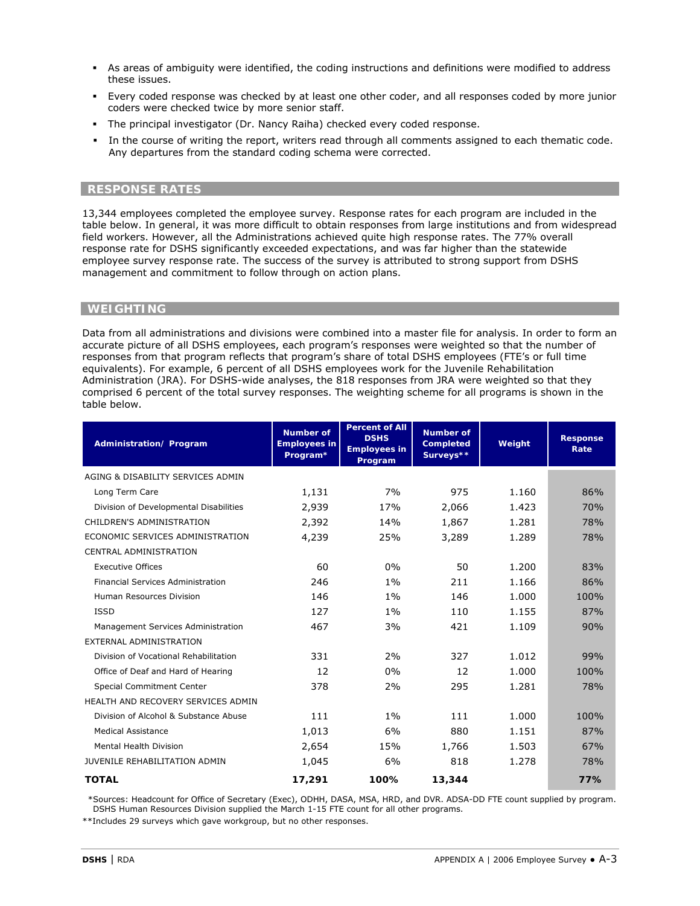- As areas of ambiguity were identified, the coding instructions and definitions were modified to address these issues.
- Every coded response was checked by at least one other coder, and all responses coded by more junior coders were checked twice by more senior staff.
- The principal investigator (Dr. Nancy Raiha) checked every coded response.
- In the course of writing the report, writers read through all comments assigned to each thematic code. Any departures from the standard coding schema were corrected.

## RESPONSE RATES

13,344 employees completed the employee survey. Response rates for each program are included in the table below. In general, it was more difficult to obtain responses from large institutions and from widespread field workers. However, all the Administrations achieved quite high response rates. The 77% overall response rate for DSHS significantly exceeded expectations, and was far higher than the statewide employee survey response rate. The success of the survey is attributed to strong support from DSHS management and commitment to follow through on action plans.

## WEIGHTING

Data from all administrations and divisions were combined into a master file for analysis. In order to form an accurate picture of all DSHS employees, each program's responses were weighted so that the number of responses from that program reflects that program's share of total DSHS employees (FTE's or full time equivalents). For example, 6 percent of all DSHS employees work for the Juvenile Rehabilitation Administration (JRA). For DSHS-wide analyses, the 818 responses from JRA were weighted so that they comprised 6 percent of the total survey responses. The weighting scheme for all programs is shown in the table below.

| Administration/ Program | Number of Employees in Program* | Percent of All DSHS Employees in Program | Number of Completed Surveys** | Weight | Response Rate |
|---|---|---|---|---|---|
| AGING & DISABILITY SERVICES ADMIN | | | | | |
| Long Term Care | 1,131 | 7% | 975 | 1.160 | 86% |
| Division of Developmental Disabilities | 2,939 | 17% | 2,066 | 1.423 | 70% |
| CHILDREN'S ADMINISTRATION | 2,392 | 14% | 1,867 | 1.281 | 78% |
| ECONOMIC SERVICES ADMINISTRATION | 4,239 | 25% | 3,289 | 1.289 | 78% |
| CENTRAL ADMINISTRATION | | | | | |
| Executive Offices | 60 | 0% | 50 | 1.200 | 83% |
| Financial Services Administration | 246 | 1% | 211 | 1.166 | 86% |
| Human Resources Division | 146 | 1% | 146 | 1.000 | 100% |
| ISSD | 127 | 1% | 110 | 1.155 | 87% |
| Management Services Administration | 467 | 3% | 421 | 1.109 | 90% |
| EXTERNAL ADMINISTRATION | | | | | |
| Division of Vocational Rehabilitation | 331 | 2% | 327 | 1.012 | 99% |
| Office of Deaf and Hard of Hearing | 12 | 0% | 12 | 1.000 | 100% |
| Special Commitment Center | 378 | 2% | 295 | 1.281 | 78% |
| HEALTH AND RECOVERY SERVICES ADMIN | | | | | |
| Division of Alcohol & Substance Abuse | 111 | 1% | 111 | 1.000 | 100% |
| Medical Assistance | 1,013 | 6% | 880 | 1.151 | 87% |
| Mental Health Division | 2,654 | 15% | 1,766 | 1.503 | 67% |
| JUVENILE REHABILITATION ADMIN | 1,045 | 6% | 818 | 1.278 | 78% |
| **TOTAL** | **17,291** | **100%** | **13,344** | | **77%** |

*Sources: Headcount for Office of Secretary (Exec), ODHH, DASA, MSA, HRD, and DVR. ADSA-DD FTE count supplied by program. DSHS Human Resources Division supplied the March 1-15 FTE count for all other programs.

**Includes 29 surveys which gave workgroup, but no other responses.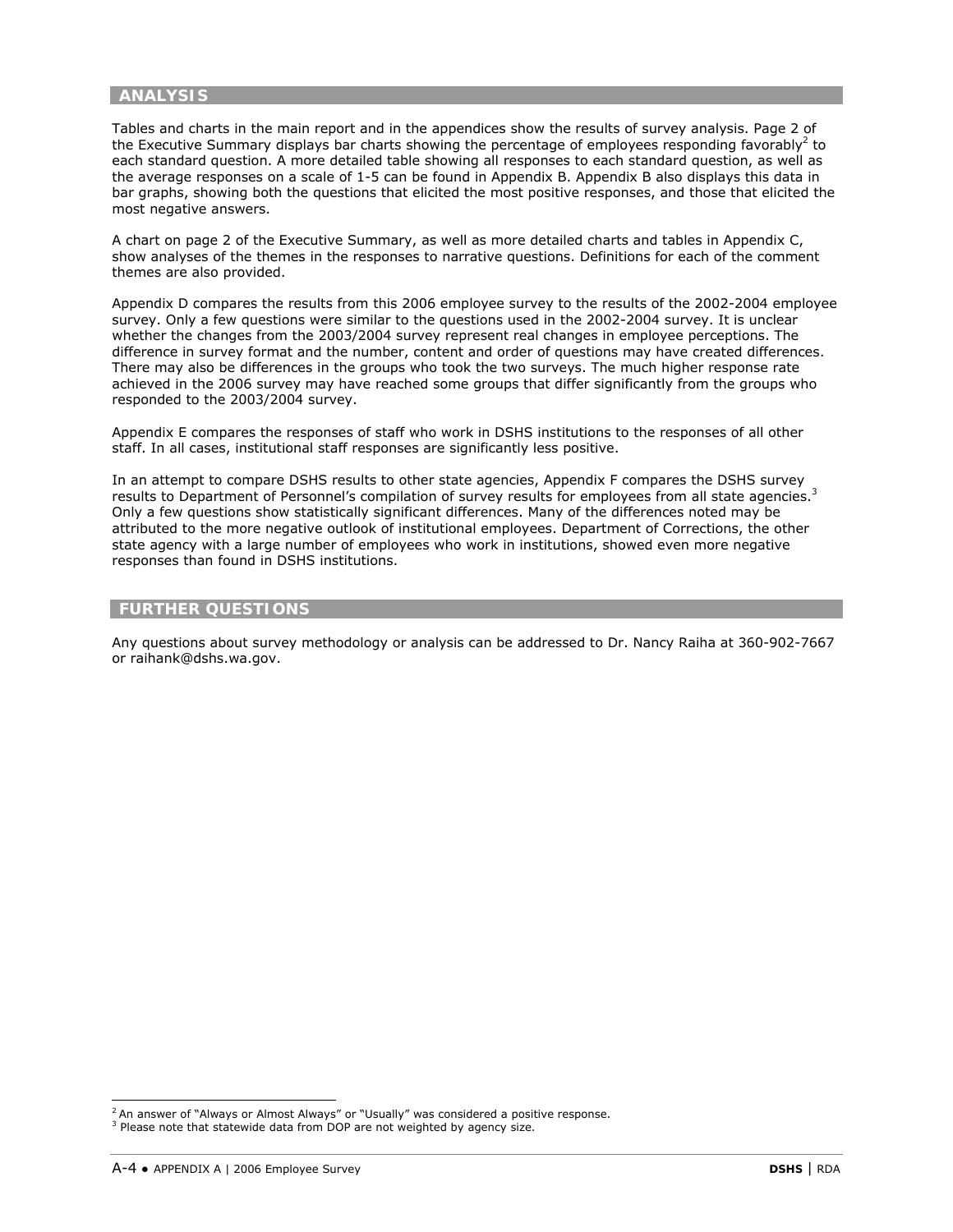## ANALYSIS

Tables and charts in the main report and in the appendices show the results of survey analysis. Page 2 of the Executive Summary displays bar charts showing the percentage of employees responding favorably[2] to each standard question. A more detailed table showing all responses to each standard question, as well as the average responses on a scale of 1-5 can be found in Appendix B. Appendix B also displays this data in bar graphs, showing both the questions that elicited the most positive responses, and those that elicited the most negative answers.

A chart on page 2 of the Executive Summary, as well as more detailed charts and tables in Appendix C, show analyses of the themes in the responses to narrative questions. Definitions for each of the comment themes are also provided.

Appendix D compares the results from this 2006 employee survey to the results of the 2002-2004 employee survey. Only a few questions were similar to the questions used in the 2002-2004 survey. It is unclear whether the changes from the 2003/2004 survey represent real changes in employee perceptions. The difference in survey format and the number, content and order of questions may have created differences. There may also be differences in the groups who took the two surveys. The much higher response rate achieved in the 2006 survey may have reached some groups that differ significantly from the groups who responded to the 2003/2004 survey.

Appendix E compares the responses of staff who work in DSHS institutions to the responses of all other staff. In all cases, institutional staff responses are significantly less positive.

In an attempt to compare DSHS results to other state agencies, Appendix F compares the DSHS survey results to Department of Personnel's compilation of survey results for employees from all state agencies.[3] Only a few questions show statistically significant differences. Many of the differences noted may be attributed to the more negative outlook of institutional employees. Department of Corrections, the other state agency with a large number of employees who work in institutions, showed even more negative responses than found in DSHS institutions.

## FURTHER QUESTIONS

Any questions about survey methodology or analysis can be addressed to Dr. Nancy Raiha at 360-902-7667 or raihank@dshs.wa.gov.

---

[2] An answer of "Always or Almost Always" or "Usually" was considered a positive response.

[3] Please note that statewide data from DOP are not weighted by agency size.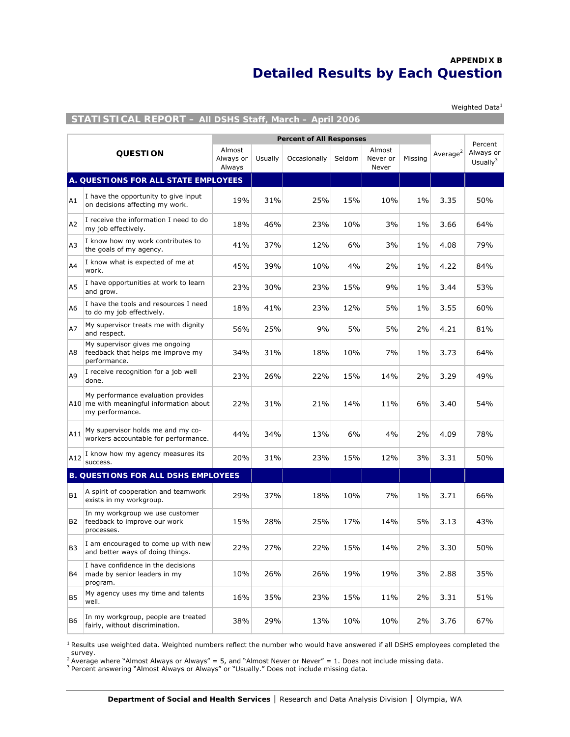**APPENDIX B**

# Detailed Results by Each Question

Weighted Data[1]

## STATISTICAL REPORT – All DSHS Staff, March – April 2006

| | QUESTION | Percent of All Responses | | | | | | Average[2] | Percent Always or Usually[3] |
|---|---|---|---|---|---|---|---|---|---|
| | | Almost Always or Always | Usually | Occasionally | Seldom | Almost Never or Never | Missing | | |
| **A. QUESTIONS FOR ALL STATE EMPLOYEES** | | | | | | | | | |
| A1 | I have the opportunity to give input on decisions affecting my work. | 19% | 31% | 25% | 15% | 10% | 1% | 3.35 | 50% |
| A2 | I receive the information I need to do my job effectively. | 18% | 46% | 23% | 10% | 3% | 1% | 3.66 | 64% |
| A3 | I know how my work contributes to the goals of my agency. | 41% | 37% | 12% | 6% | 3% | 1% | 4.08 | 79% |
| A4 | I know what is expected of me at work. | 45% | 39% | 10% | 4% | 2% | 1% | 4.22 | 84% |
| A5 | I have opportunities at work to learn and grow. | 23% | 30% | 23% | 15% | 9% | 1% | 3.44 | 53% |
| A6 | I have the tools and resources I need to do my job effectively. | 18% | 41% | 23% | 12% | 5% | 1% | 3.55 | 60% |
| A7 | My supervisor treats me with dignity and respect. | 56% | 25% | 9% | 5% | 5% | 2% | 4.21 | 81% |
| A8 | My supervisor gives me ongoing feedback that helps me improve my performance. | 34% | 31% | 18% | 10% | 7% | 1% | 3.73 | 64% |
| A9 | I receive recognition for a job well done. | 23% | 26% | 22% | 15% | 14% | 2% | 3.29 | 49% |
| A10 | My performance evaluation provides me with meaningful information about my performance. | 22% | 31% | 21% | 14% | 11% | 6% | 3.40 | 54% |
| A11 | My supervisor holds me and my co-workers accountable for performance. | 44% | 34% | 13% | 6% | 4% | 2% | 4.09 | 78% |
| A12 | I know how my agency measures its success. | 20% | 31% | 23% | 15% | 12% | 3% | 3.31 | 50% |
| **B. QUESTIONS FOR ALL DSHS EMPLOYEES** | | | | | | | | | |
| B1 | A spirit of cooperation and teamwork exists in my workgroup. | 29% | 37% | 18% | 10% | 7% | 1% | 3.71 | 66% |
| B2 | In my workgroup we use customer feedback to improve our work processes. | 15% | 28% | 25% | 17% | 14% | 5% | 3.13 | 43% |
| B3 | I am encouraged to come up with new and better ways of doing things. | 22% | 27% | 22% | 15% | 14% | 2% | 3.30 | 50% |
| B4 | I have confidence in the decisions made by senior leaders in my program. | 10% | 26% | 26% | 19% | 19% | 3% | 2.88 | 35% |
| B5 | My agency uses my time and talents well. | 16% | 35% | 23% | 15% | 11% | 2% | 3.31 | 51% |
| B6 | In my workgroup, people are treated fairly, without discrimination. | 38% | 29% | 13% | 10% | 10% | 2% | 3.76 | 67% |

[1] Results use weighted data. Weighted numbers reflect the number who would have answered if all DSHS employees completed the survey.
[2] Average where "Almost Always or Always" = 5, and "Almost Never or Never" = 1. Does not include missing data.
[3] Percent answering "Almost Always or Always" or "Usually." Does not include missing data.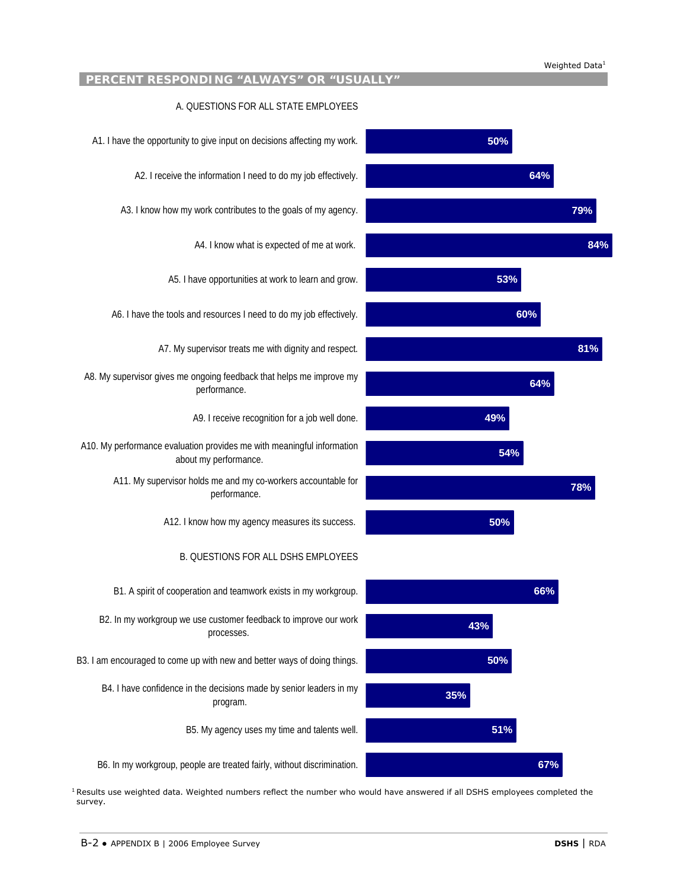Weighted Data[1]

## PERCENT RESPONDING "ALWAYS" OR "USUALLY"

### A. QUESTIONS FOR ALL STATE EMPLOYEES

| Question | Percent |
|---|---|
| A1. I have the opportunity to give input on decisions affecting my work. | 50% |
| A2. I receive the information I need to do my job effectively. | 64% |
| A3. I know how my work contributes to the goals of my agency. | 79% |
| A4. I know what is expected of me at work. | 84% |
| A5. I have opportunities at work to learn and grow. | 53% |
| A6. I have the tools and resources I need to do my job effectively. | 60% |
| A7. My supervisor treats me with dignity and respect. | 81% |
| A8. My supervisor gives me ongoing feedback that helps me improve my performance. | 64% |
| A9. I receive recognition for a job well done. | 49% |
| A10. My performance evaluation provides me with meaningful information about my performance. | 54% |
| A11. My supervisor holds me and my co-workers accountable for performance. | 78% |
| A12. I know how my agency measures its success. | 50% |

### B. QUESTIONS FOR ALL DSHS EMPLOYEES

| Question | Percent |
|---|---|
| B1. A spirit of cooperation and teamwork exists in my workgroup. | 66% |
| B2. In my workgroup we use customer feedback to improve our work processes. | 43% |
| B3. I am encouraged to come up with new and better ways of doing things. | 50% |
| B4. I have confidence in the decisions made by senior leaders in my program. | 35% |
| B5. My agency uses my time and talents well. | 51% |
| B6. In my workgroup, people are treated fairly, without discrimination. | 67% |

[1] Results use weighted data. Weighted numbers reflect the number who would have answered if all DSHS employees completed the survey.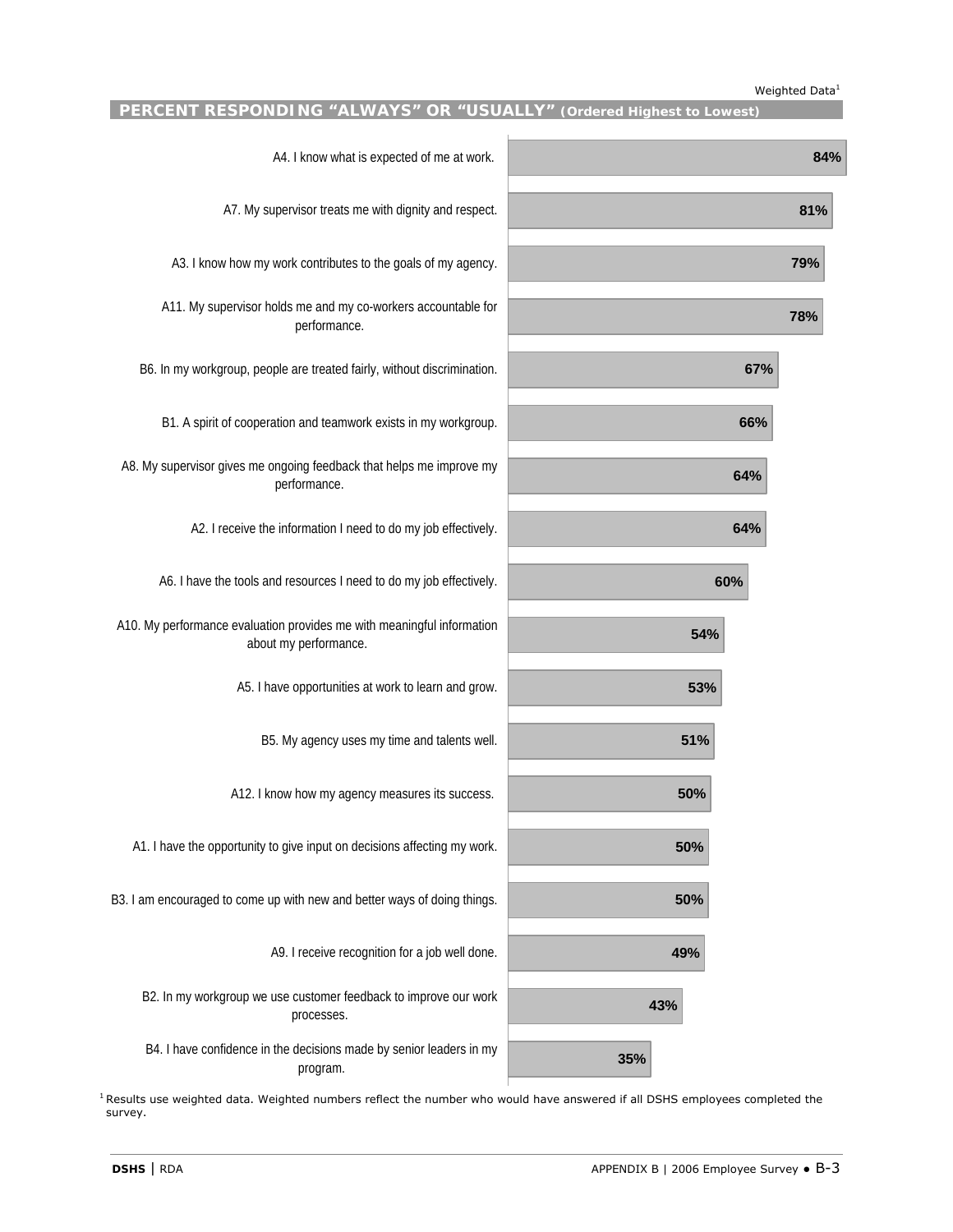Weighted Data[1]

## PERCENT RESPONDING “ALWAYS” OR “USUALLY” (Ordered Highest to Lowest)

| Item | Percent |
|---|---|
| A4. I know what is expected of me at work. | 84% |
| A7. My supervisor treats me with dignity and respect. | 81% |
| A3. I know how my work contributes to the goals of my agency. | 79% |
| A11. My supervisor holds me and my co-workers accountable for performance. | 78% |
| B6. In my workgroup, people are treated fairly, without discrimination. | 67% |
| B1. A spirit of cooperation and teamwork exists in my workgroup. | 66% |
| A8. My supervisor gives me ongoing feedback that helps me improve my performance. | 64% |
| A2. I receive the information I need to do my job effectively. | 64% |
| A6. I have the tools and resources I need to do my job effectively. | 60% |
| A10. My performance evaluation provides me with meaningful information about my performance. | 54% |
| A5. I have opportunities at work to learn and grow. | 53% |
| B5. My agency uses my time and talents well. | 51% |
| A12. I know how my agency measures its success. | 50% |
| A1. I have the opportunity to give input on decisions affecting my work. | 50% |
| B3. I am encouraged to come up with new and better ways of doing things. | 50% |
| A9. I receive recognition for a job well done. | 49% |
| B2. In my workgroup we use customer feedback to improve our work processes. | 43% |
| B4. I have confidence in the decisions made by senior leaders in my program. | 35% |

[1] Results use weighted data. Weighted numbers reflect the number who would have answered if all DSHS employees completed the survey.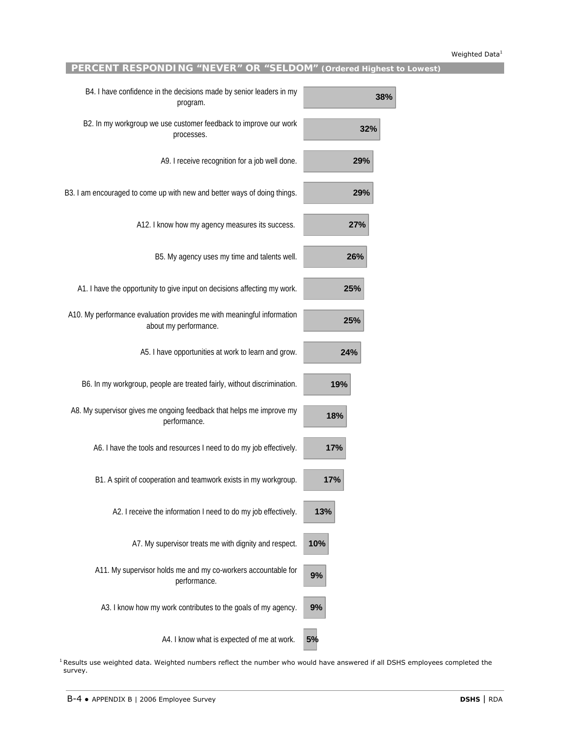Weighted Data[1]

## PERCENT RESPONDING "NEVER" OR "SELDOM" (Ordered Highest to Lowest)

| Item | Percent |
|---|---|
| B4. I have confidence in the decisions made by senior leaders in my program. | 38% |
| B2. In my workgroup we use customer feedback to improve our work processes. | 32% |
| A9. I receive recognition for a job well done. | 29% |
| B3. I am encouraged to come up with new and better ways of doing things. | 29% |
| A12. I know how my agency measures its success. | 27% |
| B5. My agency uses my time and talents well. | 26% |
| A1. I have the opportunity to give input on decisions affecting my work. | 25% |
| A10. My performance evaluation provides me with meaningful information about my performance. | 25% |
| A5. I have opportunities at work to learn and grow. | 24% |
| B6. In my workgroup, people are treated fairly, without discrimination. | 19% |
| A8. My supervisor gives me ongoing feedback that helps me improve my performance. | 18% |
| A6. I have the tools and resources I need to do my job effectively. | 17% |
| B1. A spirit of cooperation and teamwork exists in my workgroup. | 17% |
| A2. I receive the information I need to do my job effectively. | 13% |
| A7. My supervisor treats me with dignity and respect. | 10% |
| A11. My supervisor holds me and my co-workers accountable for performance. | 9% |
| A3. I know how my work contributes to the goals of my agency. | 9% |
| A4. I know what is expected of me at work. | 5% |

[1] Results use weighted data. Weighted numbers reflect the number who would have answered if all DSHS employees completed the survey.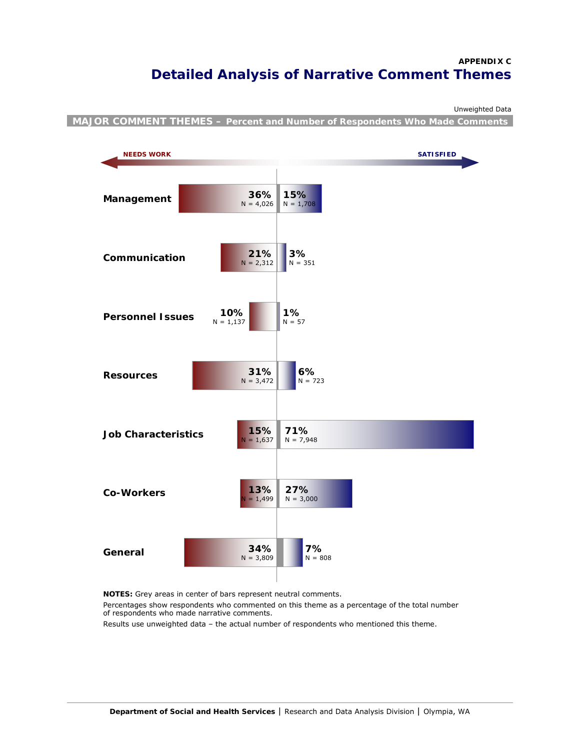APPENDIX C

# Detailed Analysis of Narrative Comment Themes

Unweighted Data

## MAJOR COMMENT THEMES – Percent and Number of Respondents Who Made Comments

| Theme | NEEDS WORK | SATISFIED |
|---|---|---|
| Management | 36% (N = 4,026) | 15% (N = 1,708) |
| Communication | 21% (N = 2,312) | 3% (N = 351) |
| Personnel Issues | 10% (N = 1,137) | 1% (N = 57) |
| Resources | 31% (N = 3,472) | 6% (N = 723) |
| Job Characteristics | 15% (N = 1,637) | 71% (N = 7,948) |
| Co-Workers | 13% (N = 1,499) | 27% (N = 3,000) |
| General | 34% (N = 3,809) | 7% (N = 808) |

**NOTES:** Grey areas in center of bars represent neutral comments.

Percentages show respondents who commented on this theme as a percentage of the total number of respondents who made narrative comments.

Results use unweighted data – the actual number of respondents who mentioned this theme.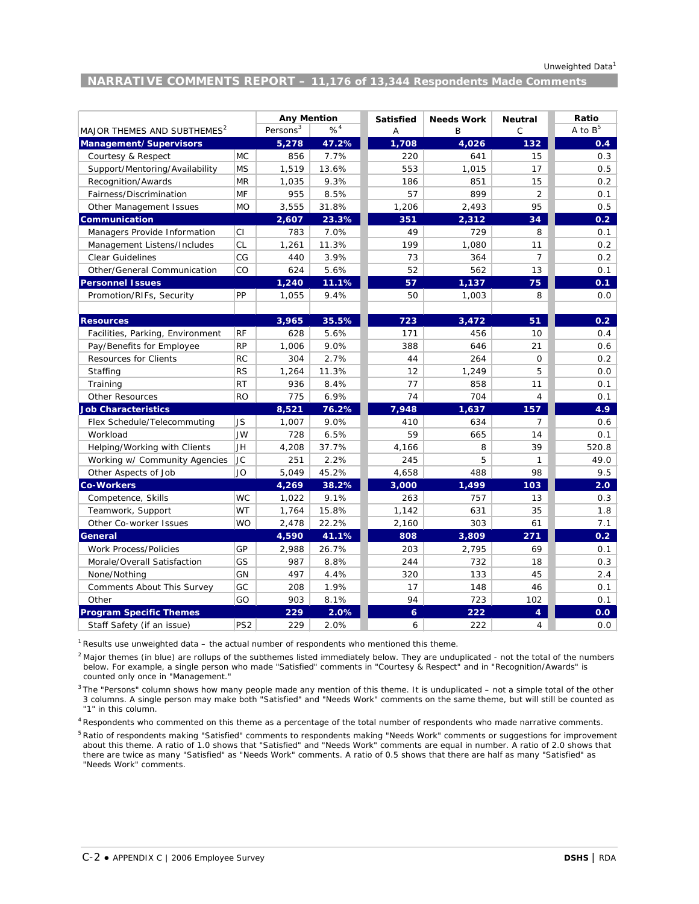Unweighted Data[1]

## NARRATIVE COMMENTS REPORT – 11,176 of 13,344 Respondents Made Comments

| MAJOR THEMES AND SUBTHEMES[2] | | Any Mention | | Satisfied | Needs Work | Neutral | Ratio |
|---|---|---|---|---|---|---|---|
| | | Persons[3] | %[4] | A | B | C | A to B[5] |
| **Management/Supervisors** | | **5,278** | **47.2%** | **1,708** | **4,026** | **132** | **0.4** |
| Courtesy & Respect | MC | 856 | 7.7% | 220 | 641 | 15 | 0.3 |
| Support/Mentoring/Availability | MS | 1,519 | 13.6% | 553 | 1,015 | 17 | 0.5 |
| Recognition/Awards | MR | 1,035 | 9.3% | 186 | 851 | 15 | 0.2 |
| Fairness/Discrimination | MF | 955 | 8.5% | 57 | 899 | 2 | 0.1 |
| Other Management Issues | MO | 3,555 | 31.8% | 1,206 | 2,493 | 95 | 0.5 |
| **Communication** | | **2,607** | **23.3%** | **351** | **2,312** | **34** | **0.2** |
| Managers Provide Information | CI | 783 | 7.0% | 49 | 729 | 8 | 0.1 |
| Management Listens/Includes | CL | 1,261 | 11.3% | 199 | 1,080 | 11 | 0.2 |
| Clear Guidelines | CG | 440 | 3.9% | 73 | 364 | 7 | 0.2 |
| Other/General Communication | CO | 624 | 5.6% | 52 | 562 | 13 | 0.1 |
| **Personnel Issues** | | **1,240** | **11.1%** | **57** | **1,137** | **75** | **0.1** |
| Promotion/RIFs, Security | PP | 1,055 | 9.4% | 50 | 1,003 | 8 | 0.0 |
| | | | | | | | |
| **Resources** | | **3,965** | **35.5%** | **723** | **3,472** | **51** | **0.2** |
| Facilities, Parking, Environment | RF | 628 | 5.6% | 171 | 456 | 10 | 0.4 |
| Pay/Benefits for Employee | RP | 1,006 | 9.0% | 388 | 646 | 21 | 0.6 |
| Resources for Clients | RC | 304 | 2.7% | 44 | 264 | 0 | 0.2 |
| Staffing | RS | 1,264 | 11.3% | 12 | 1,249 | 5 | 0.0 |
| Training | RT | 936 | 8.4% | 77 | 858 | 11 | 0.1 |
| Other Resources | RO | 775 | 6.9% | 74 | 704 | 4 | 0.1 |
| **Job Characteristics** | | **8,521** | **76.2%** | **7,948** | **1,637** | **157** | **4.9** |
| Flex Schedule/Telecommuting | JS | 1,007 | 9.0% | 410 | 634 | 7 | 0.6 |
| Workload | JW | 728 | 6.5% | 59 | 665 | 14 | 0.1 |
| Helping/Working with Clients | JH | 4,208 | 37.7% | 4,166 | 8 | 39 | 520.8 |
| Working w/ Community Agencies | JC | 251 | 2.2% | 245 | 5 | 1 | 49.0 |
| Other Aspects of Job | JO | 5,049 | 45.2% | 4,658 | 488 | 98 | 9.5 |
| **Co-Workers** | | **4,269** | **38.2%** | **3,000** | **1,499** | **103** | **2.0** |
| Competence, Skills | WC | 1,022 | 9.1% | 263 | 757 | 13 | 0.3 |
| Teamwork, Support | WT | 1,764 | 15.8% | 1,142 | 631 | 35 | 1.8 |
| Other Co-worker Issues | WO | 2,478 | 22.2% | 2,160 | 303 | 61 | 7.1 |
| **General** | | **4,590** | **41.1%** | **808** | **3,809** | **271** | **0.2** |
| Work Process/Policies | GP | 2,988 | 26.7% | 203 | 2,795 | 69 | 0.1 |
| Morale/Overall Satisfaction | GS | 987 | 8.8% | 244 | 732 | 18 | 0.3 |
| None/Nothing | GN | 497 | 4.4% | 320 | 133 | 45 | 2.4 |
| Comments About This Survey | GC | 208 | 1.9% | 17 | 148 | 46 | 0.1 |
| Other | GO | 903 | 8.1% | 94 | 723 | 102 | 0.1 |
| **Program Specific Themes** | | **229** | **2.0%** | **6** | **222** | **4** | **0.0** |
| Staff Safety (if an issue) | PS2 | 229 | 2.0% | 6 | 222 | 4 | 0.0 |

[1] Results use unweighted data – the actual number of respondents who mentioned this theme.

[2] Major themes (in blue) are rollups of the subthemes listed immediately below. They are unduplicated - not the total of the numbers below. For example, a single person who made "Satisfied" comments in "Courtesy & Respect" and in "Recognition/Awards" is counted only once in "Management."

[3] The "Persons" column shows how many people made any mention of this theme. It is unduplicated – not a simple total of the other 3 columns. A single person may make both "Satisfied" and "Needs Work" comments on the same theme, but will still be counted as "1" in this column.

[4] Respondents who commented on this theme as a percentage of the total number of respondents who made narrative comments.

[5] Ratio of respondents making "Satisfied" comments to respondents making "Needs Work" comments or suggestions for improvement about this theme. A ratio of 1.0 shows that "Satisfied" and "Needs Work" comments are equal in number. A ratio of 2.0 shows that there are twice as many "Satisfied" as "Needs Work" comments. A ratio of 0.5 shows that there are half as many "Satisfied" as "Needs Work" comments.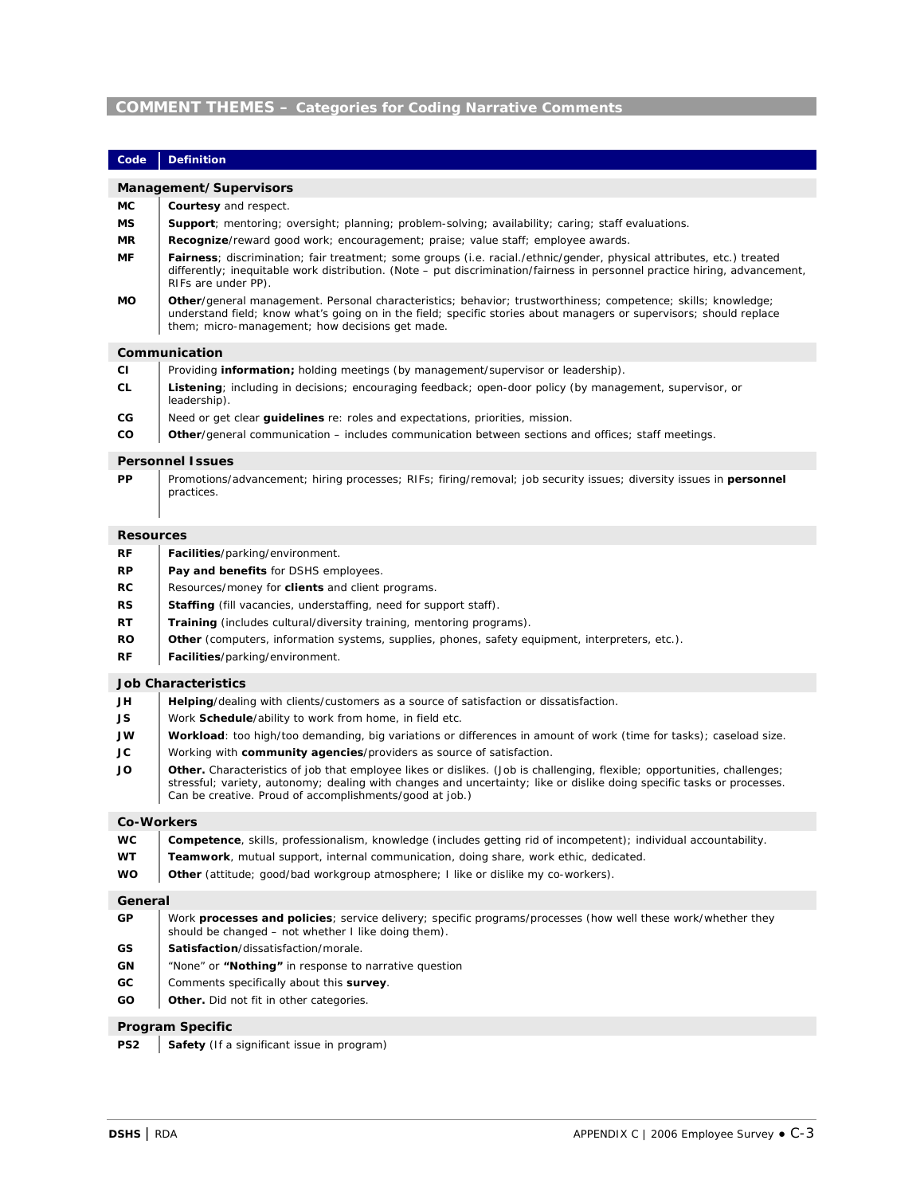## COMMENT THEMES – Categories for Coding Narrative Comments

| Code | Definition |
|---|---|
| **Management/Supervisors** | |
| MC | **Courtesy** and respect. |
| MS | **Support**; mentoring; oversight; planning; problem-solving; availability; caring; staff evaluations. |
| MR | **Recognize**/reward good work; encouragement; praise; value staff; employee awards. |
| MF | **Fairness**; discrimination; fair treatment; some groups (i.e. racial./ethnic/gender, physical attributes, etc.) treated differently; inequitable work distribution. (Note – put discrimination/fairness in personnel practice hiring, advancement, RIFs are under PP). |
| MO | **Other**/general management. Personal characteristics; behavior; trustworthiness; competence; skills; knowledge; understand field; know what's going on in the field; specific stories about managers or supervisors; should replace them; micro-management; how decisions get made. |
| **Communication** | |
| CI | Providing **information;** holding meetings (by management/supervisor or leadership). |
| CL | **Listening**; including in decisions; encouraging feedback; open-door policy (by management, supervisor, or leadership). |
| CG | Need or get clear **guidelines** re: roles and expectations, priorities, mission. |
| CO | **Other**/general communication – includes communication between sections and offices; staff meetings. |
| **Personnel Issues** | |
| PP | Promotions/advancement; hiring processes; RIFs; firing/removal; job security issues; diversity issues in **personnel** practices. |
| **Resources** | |
| RF | **Facilities**/parking/environment. |
| RP | **Pay and benefits** for DSHS employees. |
| RC | Resources/money for **clients** and client programs. |
| RS | **Staffing** (fill vacancies, understaffing, need for support staff). |
| RT | **Training** (includes cultural/diversity training, mentoring programs). |
| RO | **Other** (computers, information systems, supplies, phones, safety equipment, interpreters, etc.). |
| RF | **Facilities**/parking/environment. |
| **Job Characteristics** | |
| JH | **Helping**/dealing with clients/customers as a source of satisfaction or dissatisfaction. |
| JS | Work **Schedule**/ability to work from home, in field etc. |
| JW | **Workload**: too high/too demanding, big variations or differences in amount of work (time for tasks); caseload size. |
| JC | Working with **community agencies**/providers as source of satisfaction. |
| JO | **Other.** Characteristics of job that employee likes or dislikes. (Job is challenging, flexible; opportunities, challenges; stressful; variety, autonomy; dealing with changes and uncertainty; like or dislike doing specific tasks or processes. Can be creative. Proud of accomplishments/good at job.) |
| **Co-Workers** | |
| WC | **Competence**, skills, professionalism, knowledge (includes getting rid of incompetent); individual accountability. |
| WT | **Teamwork**, mutual support, internal communication, doing share, work ethic, dedicated. |
| WO | **Other** (attitude; good/bad workgroup atmosphere; I like or dislike my co-workers). |
| **General** | |
| GP | Work **processes and policies**; service delivery; specific programs/processes (how well these work/whether they should be changed – not whether I like doing them). |
| GS | **Satisfaction**/dissatisfaction/morale. |
| GN | "None" or **"Nothing"** in response to narrative question |
| GC | Comments specifically about this **survey**. |
| GO | **Other.** Did not fit in other categories. |
| **Program Specific** | |
| PS2 | **Safety** (If a significant issue in program) |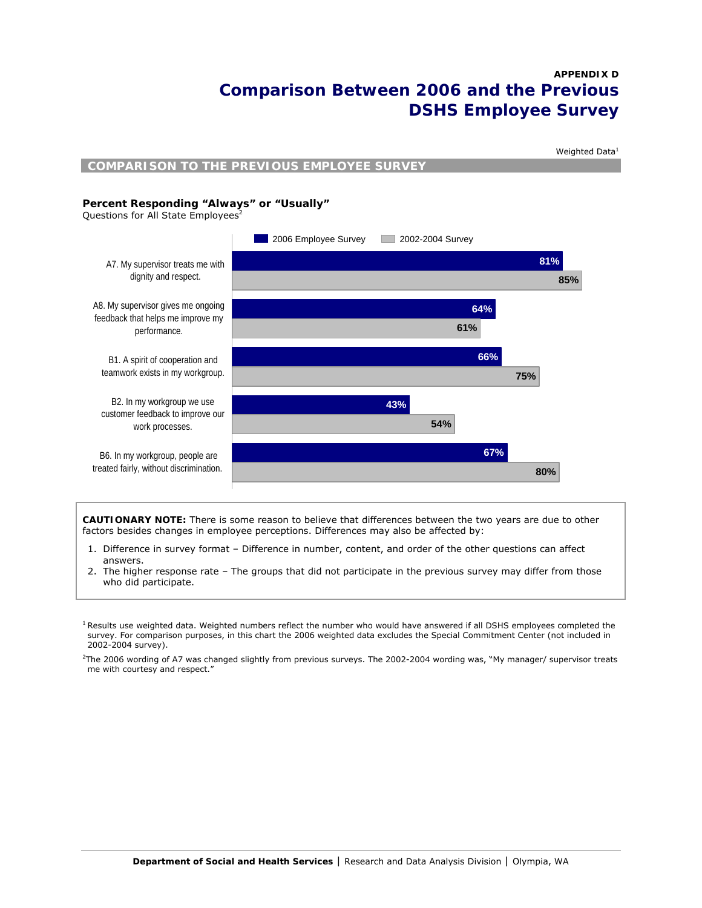**APPENDIX D**

# Comparison Between 2006 and the Previous DSHS Employee Survey

Weighted Data[1]

## COMPARISON TO THE PREVIOUS EMPLOYEE SURVEY

**Percent Responding "Always" or "Usually"**
Questions for All State Employees[2]

| Question | 2006 Employee Survey | 2002-2004 Survey |
|---|---|---|
| A7. My supervisor treats me with dignity and respect. | 81% | 85% |
| A8. My supervisor gives me ongoing feedback that helps me improve my performance. | 64% | 61% |
| B1. A spirit of cooperation and teamwork exists in my workgroup. | 66% | 75% |
| B2. In my workgroup we use customer feedback to improve our work processes. | 43% | 54% |
| B6. In my workgroup, people are treated fairly, without discrimination. | 67% | 80% |

**CAUTIONARY NOTE:** There is some reason to believe that differences between the two years are due to other factors besides changes in employee perceptions. Differences may also be affected by:

1. Difference in survey format – Difference in number, content, and order of the other questions can affect answers.
2. The higher response rate – The groups that did not participate in the previous survey may differ from those who did participate.

[1] Results use weighted data. Weighted numbers reflect the number who would have answered if all DSHS employees completed the survey. For comparison purposes, in this chart the 2006 weighted data excludes the Special Commitment Center (not included in 2002-2004 survey).

[2] The 2006 wording of A7 was changed slightly from previous surveys. The 2002-2004 wording was, "My manager/ supervisor treats me with courtesy and respect."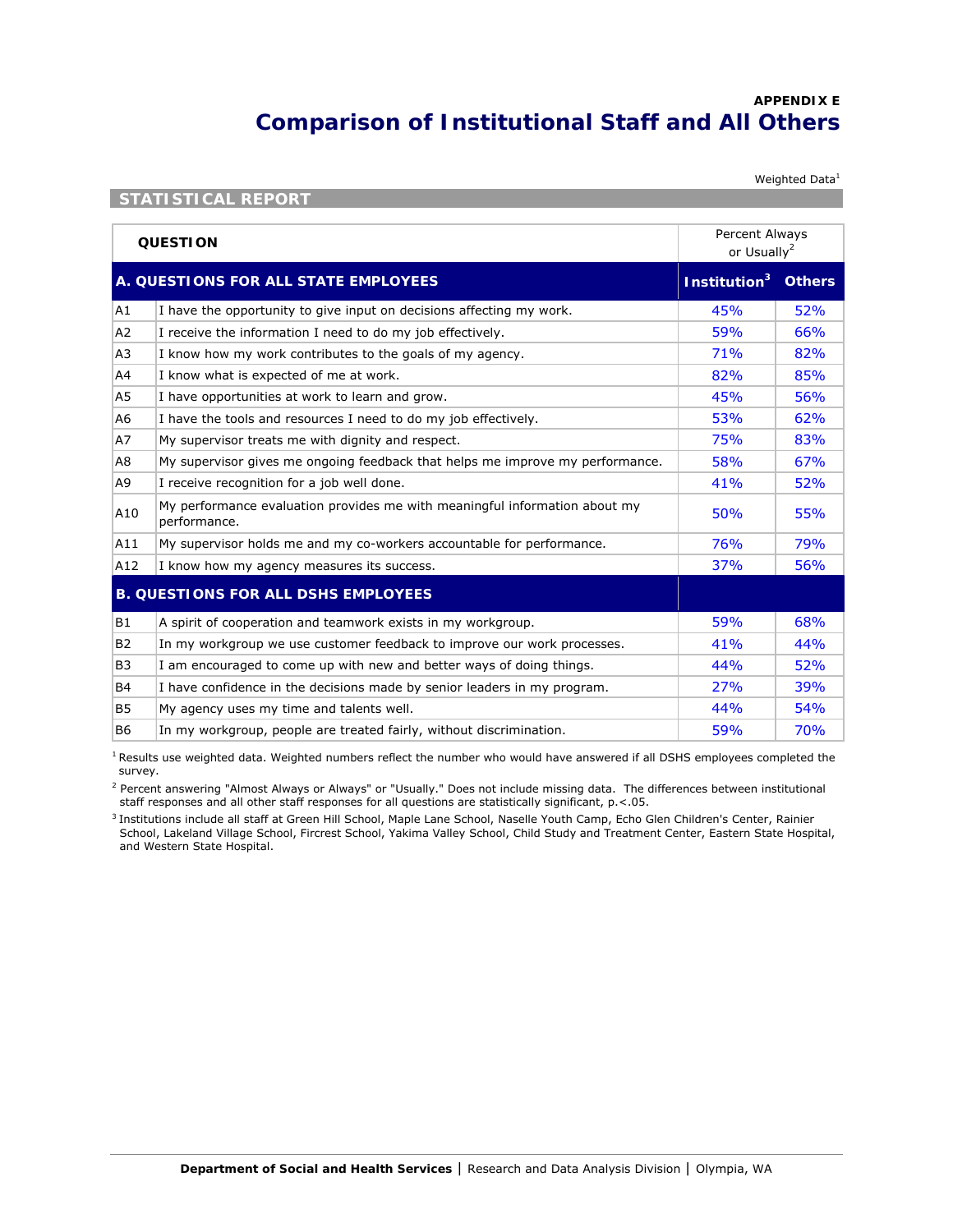**APPENDIX E**

# Comparison of Institutional Staff and All Others

Weighted Data[1]

## STATISTICAL REPORT

| | QUESTION | Percent Always or Usually[2] | |
|---|---|---|---|
| **A. QUESTIONS FOR ALL STATE EMPLOYEES** | | **Institution[3]** | **Others** |
| A1 | I have the opportunity to give input on decisions affecting my work. | 45% | 52% |
| A2 | I receive the information I need to do my job effectively. | 59% | 66% |
| A3 | I know how my work contributes to the goals of my agency. | 71% | 82% |
| A4 | I know what is expected of me at work. | 82% | 85% |
| A5 | I have opportunities at work to learn and grow. | 45% | 56% |
| A6 | I have the tools and resources I need to do my job effectively. | 53% | 62% |
| A7 | My supervisor treats me with dignity and respect. | 75% | 83% |
| A8 | My supervisor gives me ongoing feedback that helps me improve my performance. | 58% | 67% |
| A9 | I receive recognition for a job well done. | 41% | 52% |
| A10 | My performance evaluation provides me with meaningful information about my performance. | 50% | 55% |
| A11 | My supervisor holds me and my co-workers accountable for performance. | 76% | 79% |
| A12 | I know how my agency measures its success. | 37% | 56% |
| **B. QUESTIONS FOR ALL DSHS EMPLOYEES** | | | |
| B1 | A spirit of cooperation and teamwork exists in my workgroup. | 59% | 68% |
| B2 | In my workgroup we use customer feedback to improve our work processes. | 41% | 44% |
| B3 | I am encouraged to come up with new and better ways of doing things. | 44% | 52% |
| B4 | I have confidence in the decisions made by senior leaders in my program. | 27% | 39% |
| B5 | My agency uses my time and talents well. | 44% | 54% |
| B6 | In my workgroup, people are treated fairly, without discrimination. | 59% | 70% |

[1] Results use weighted data. Weighted numbers reflect the number who would have answered if all DSHS employees completed the survey.

[2] Percent answering "Almost Always or Always" or "Usually." Does not include missing data. The differences between institutional staff responses and all other staff responses for all questions are statistically significant, $p < .05$.

[3] Institutions include all staff at Green Hill School, Maple Lane School, Naselle Youth Camp, Echo Glen Children's Center, Rainier School, Lakeland Village School, Fircrest School, Yakima Valley School, Child Study and Treatment Center, Eastern State Hospital, and Western State Hospital.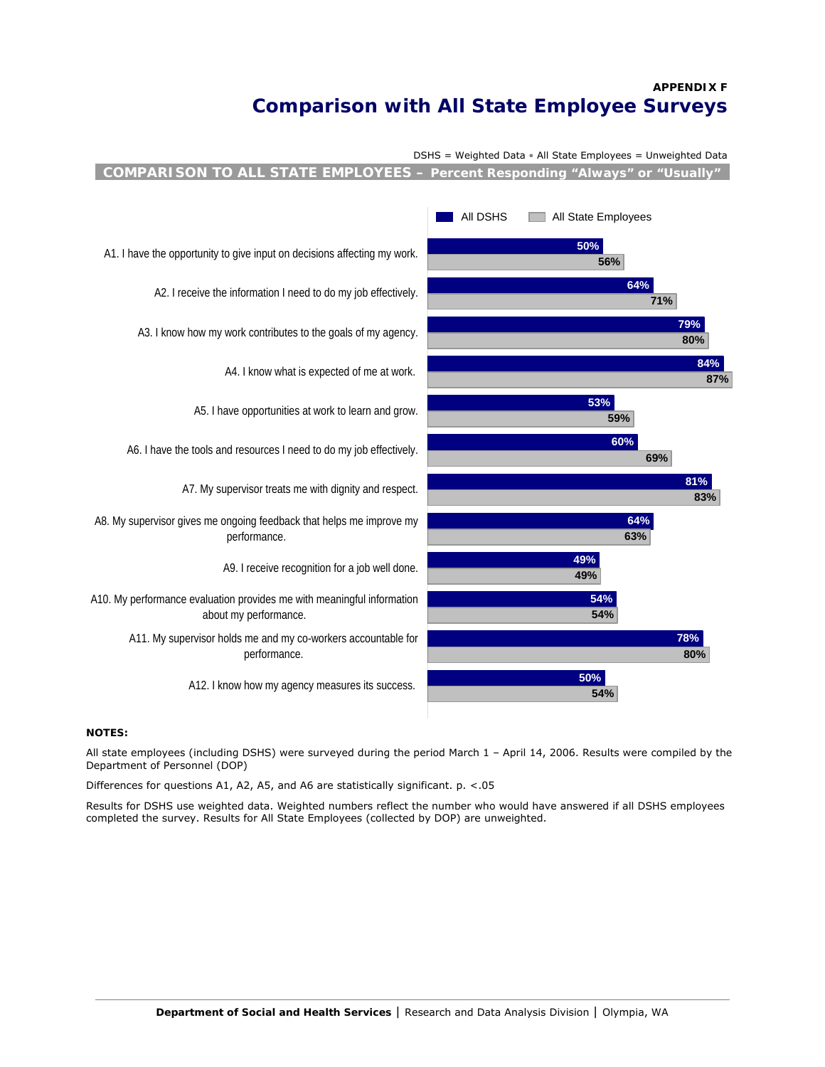**APPENDIX F**

# Comparison with All State Employee Surveys

DSHS = Weighted Data • All State Employees = Unweighted Data

## COMPARISON TO ALL STATE EMPLOYEES – Percent Responding "Always" or "Usually"

| Question | All DSHS | All State Employees |
|---|---|---|
| A1. I have the opportunity to give input on decisions affecting my work. | 50% | 56% |
| A2. I receive the information I need to do my job effectively. | 64% | 71% |
| A3. I know how my work contributes to the goals of my agency. | 79% | 80% |
| A4. I know what is expected of me at work. | 84% | 87% |
| A5. I have opportunities at work to learn and grow. | 53% | 59% |
| A6. I have the tools and resources I need to do my job effectively. | 60% | 69% |
| A7. My supervisor treats me with dignity and respect. | 81% | 83% |
| A8. My supervisor gives me ongoing feedback that helps me improve my performance. | 64% | 63% |
| A9. I receive recognition for a job well done. | 49% | 49% |
| A10. My performance evaluation provides me with meaningful information about my performance. | 54% | 54% |
| A11. My supervisor holds me and my co-workers accountable for performance. | 78% | 80% |
| A12. I know how my agency measures its success. | 50% | 54% |

**NOTES:**

All state employees (including DSHS) were surveyed during the period March 1 – April 14, 2006. Results were compiled by the Department of Personnel (DOP)

Differences for questions A1, A2, A5, and A6 are statistically significant. $p < .05$

Results for DSHS use weighted data. Weighted numbers reflect the number who would have answered if all DSHS employees completed the survey. Results for All State Employees (collected by DOP) are unweighted.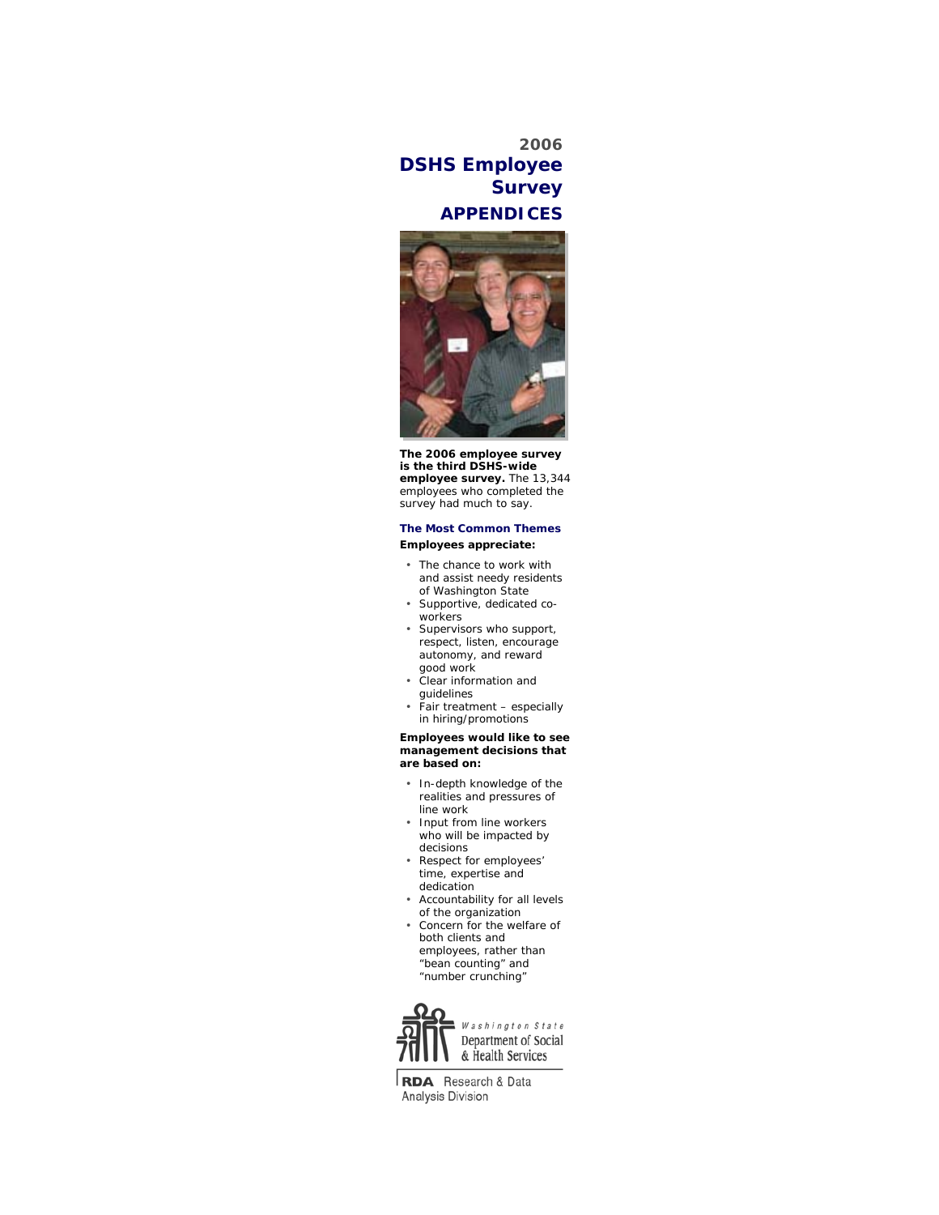# 2006
# DSHS Employee Survey
## APPENDICES

**The 2006 employee survey is the third DSHS-wide employee survey.** The 13,344 employees who completed the survey had much to say.

### The Most Common Themes

**Employees appreciate:**

- The chance to work with and assist needy residents of Washington State
- Supportive, dedicated co-workers
- Supervisors who support, respect, listen, encourage autonomy, and reward good work
- Clear information and guidelines
- Fair treatment – especially in hiring/promotions

**Employees would like to see management decisions that are based on:**

- In-depth knowledge of the realities and pressures of line work
- Input from line workers who will be impacted by decisions
- Respect for employees' time, expertise and dedication
- Accountability for all levels of the organization
- Concern for the welfare of both clients and employees, rather than "bean counting" and "number crunching"

Washington State Department of Social & Health Services

**RDA** Research & Data Analysis Division